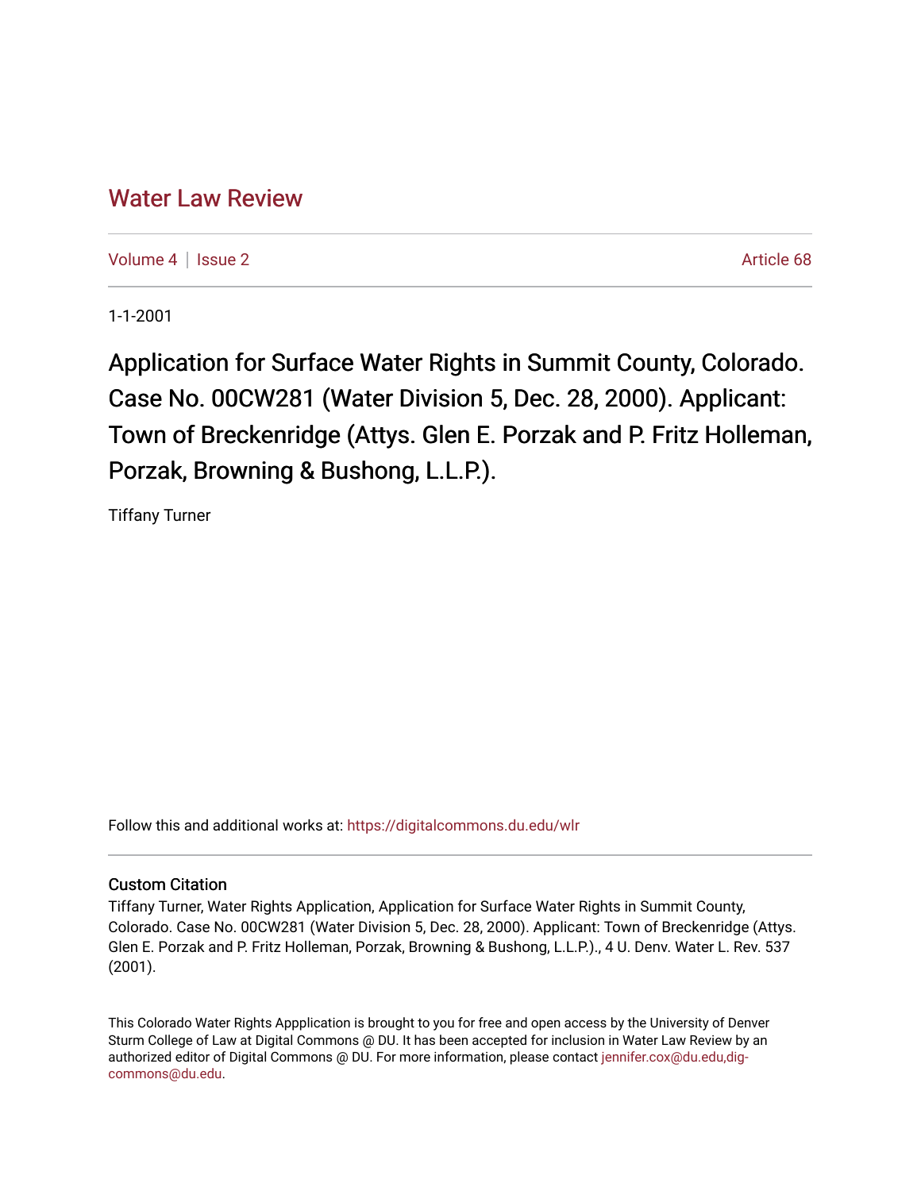# Water Law Review

Volume 4 | Issue 2 Article 68

1-1-2001

## Application for Surface Water Rights in Summit County, Colorado. Case No. 00CW281 (Water Division 5, Dec. 28, 2000). Applicant: Town of Breckenridge (Attys. Glen E. Porzak and P. Fritz Holleman, Porzak, Browning & Bushong, L.L.P.).

Tiffany Turner

Follow this and additional works at: https://digitalcommons.du.edu/wlr

### Custom Citation

Tiffany Turner, Water Rights Application, Application for Surface Water Rights in Summit County, Colorado. Case No. 00CW281 (Water Division 5, Dec. 28, 2000). Applicant: Town of Breckenridge (Attys. Glen E. Porzak and P. Fritz Holleman, Porzak, Browning & Bushong, L.L.P.)., 4 U. Denv. Water L. Rev. 537 (2001).

This Colorado Water Rights Appplication is brought to you for free and open access by the University of Denver Sturm College of Law at Digital Commons @ DU. It has been accepted for inclusion in Water Law Review by an authorized editor of Digital Commons @ DU. For more information, please contact jennifer.cox@du.edu,dig-commons@du.edu.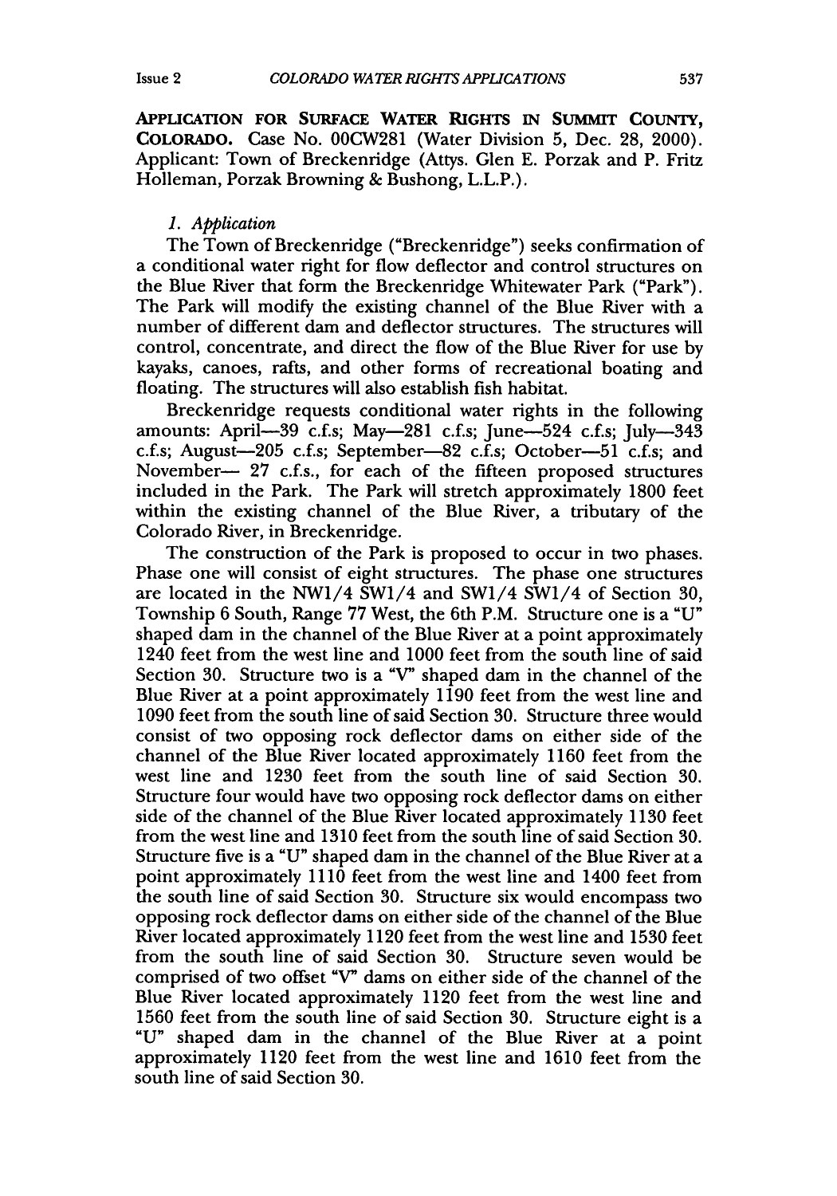**APPLICATION FOR SURFACE WATER RIGHTS IN SUMMIT COUNTY, COLORADO.** Case No. 00CW281 (Water Division 5, Dec. 28, 2000). Applicant: Town of Breckenridge (Attys. Glen E. Porzak and P. Fritz Holleman, Porzak Browning & Bushong, L.L.P.).

*1. Application*

The Town of Breckenridge ("Breckenridge") seeks confirmation of a conditional water right for flow deflector and control structures on the Blue River that form the Breckenridge Whitewater Park ("Park"). The Park will modify the existing channel of the Blue River with a number of different dam and deflector structures. The structures will control, concentrate, and direct the flow of the Blue River for use by kayaks, canoes, rafts, and other forms of recreational boating and floating. The structures will also establish fish habitat.

Breckenridge requests conditional water rights in the following amounts: April—39 c.f.s; May—281 c.f.s; June—524 c.f.s; July—343 c.f.s; August—205 c.f.s; September—82 c.f.s; October—51 c.f.s; and November— 27 c.f.s., for each of the fifteen proposed structures included in the Park. The Park will stretch approximately 1800 feet within the existing channel of the Blue River, a tributary of the Colorado River, in Breckenridge.

The construction of the Park is proposed to occur in two phases. Phase one will consist of eight structures. The phase one structures are located in the NW1/4 SW1/4 and SW1/4 SW1/4 of Section 30, Township 6 South, Range 77 West, the 6th P.M. Structure one is a "U" shaped dam in the channel of the Blue River at a point approximately 1240 feet from the west line and 1000 feet from the south line of said Section 30. Structure two is a "V" shaped dam in the channel of the Blue River at a point approximately 1190 feet from the west line and 1090 feet from the south line of said Section 30. Structure three would consist of two opposing rock deflector dams on either side of the channel of the Blue River located approximately 1160 feet from the west line and 1230 feet from the south line of said Section 30. Structure four would have two opposing rock deflector dams on either side of the channel of the Blue River located approximately 1130 feet from the west line and 1310 feet from the south line of said Section 30. Structure five is a "U" shaped dam in the channel of the Blue River at a point approximately 1110 feet from the west line and 1400 feet from the south line of said Section 30. Structure six would encompass two opposing rock deflector dams on either side of the channel of the Blue River located approximately 1120 feet from the west line and 1530 feet from the south line of said Section 30. Structure seven would be comprised of two offset "V" dams on either side of the channel of the Blue River located approximately 1120 feet from the west line and 1560 feet from the south line of said Section 30. Structure eight is a "U" shaped dam in the channel of the Blue River at a point approximately 1120 feet from the west line and 1610 feet from the south line of said Section 30.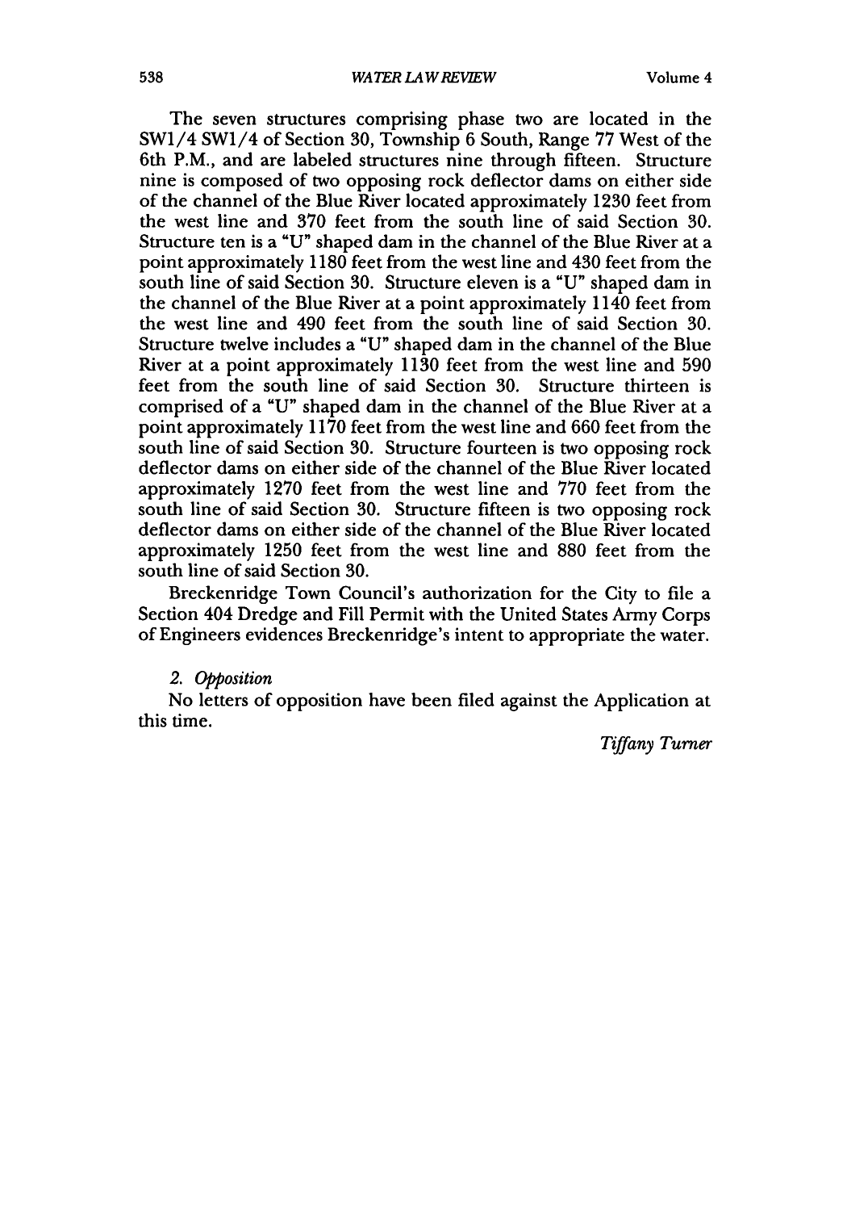The seven structures comprising phase two are located in the SW1/4 SW1/4 of Section 30, Township 6 South, Range 77 West of the 6th P.M., and are labeled structures nine through fifteen. Structure nine is composed of two opposing rock deflector dams on either side of the channel of the Blue River located approximately 1230 feet from the west line and 370 feet from the south line of said Section 30. Structure ten is a "U" shaped dam in the channel of the Blue River at a point approximately 1180 feet from the west line and 430 feet from the south line of said Section 30. Structure eleven is a "U" shaped dam in the channel of the Blue River at a point approximately 1140 feet from the west line and 490 feet from the south line of said Section 30. Structure twelve includes a "U" shaped dam in the channel of the Blue River at a point approximately 1130 feet from the west line and 590 feet from the south line of said Section 30. Structure thirteen is comprised of a "U" shaped dam in the channel of the Blue River at a point approximately 1170 feet from the west line and 660 feet from the south line of said Section 30. Structure fourteen is two opposing rock deflector dams on either side of the channel of the Blue River located approximately 1270 feet from the west line and 770 feet from the south line of said Section 30. Structure fifteen is two opposing rock deflector dams on either side of the channel of the Blue River located approximately 1250 feet from the west line and 880 feet from the south line of said Section 30.

Breckenridge Town Council's authorization for the City to file a Section 404 Dredge and Fill Permit with the United States Army Corps of Engineers evidences Breckenridge's intent to appropriate the water.

*2. Opposition*

No letters of opposition have been filed against the Application at this time.

*Tiffany Turner*